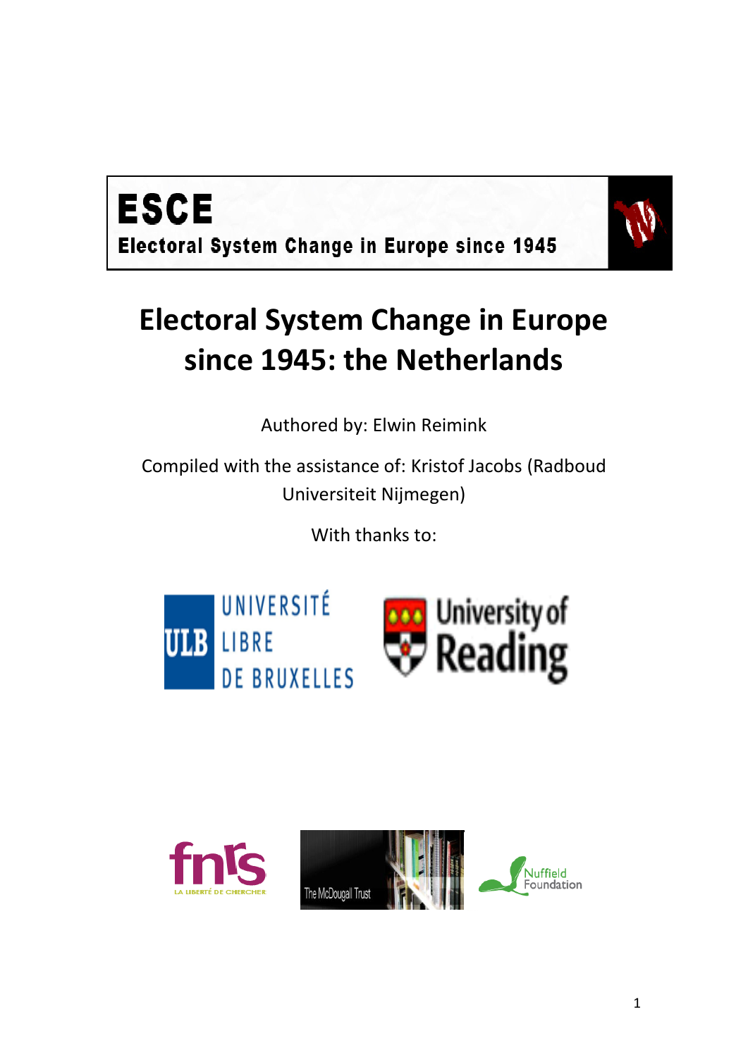**ESCE**

**Electoral System Change in Europe since 1945**

# Electoral System Change in Europe since 1945: the Netherlands

Authored by: Elwin Reimink

Compiled with the assistance of: Kristof Jacobs (Radboud Universiteit Nijmegen)

With thanks to:

UNIVERSITÉ LIBRE DE BRUXELLES

University of Reading

fnrs LA LIBERTÉ DE CHERCHER

The McDougall Trust

Nuffield Foundation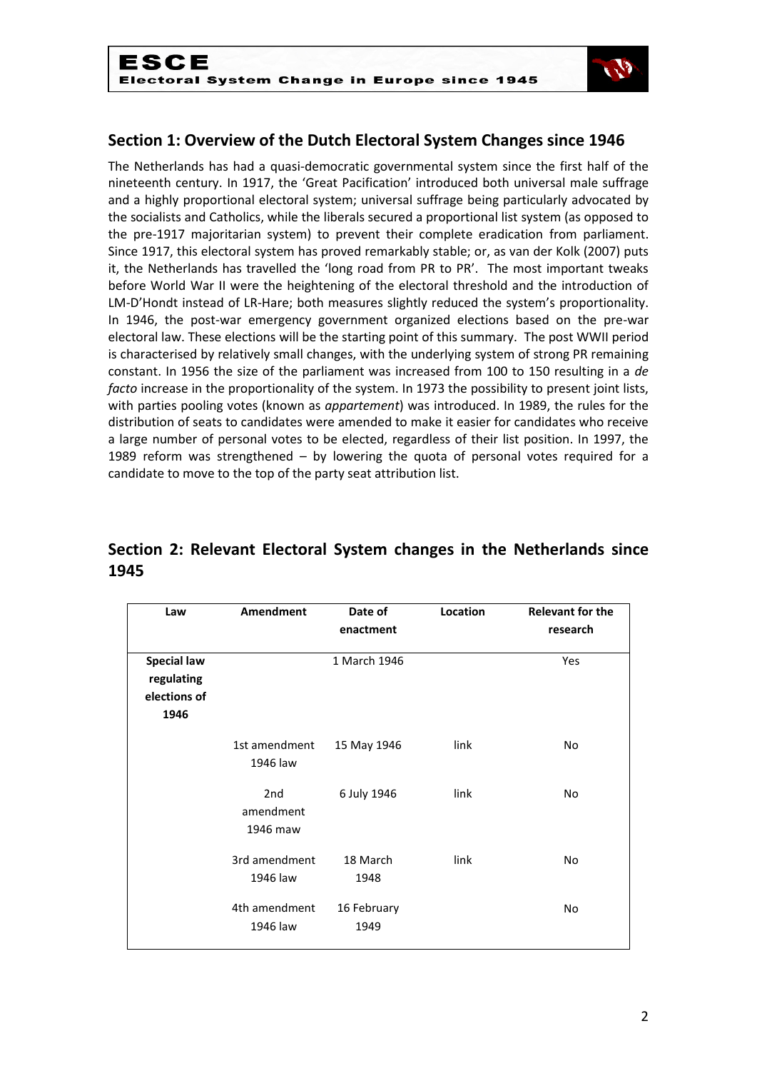## Section 1: Overview of the Dutch Electoral System Changes since 1946

The Netherlands has had a quasi-democratic governmental system since the first half of the nineteenth century. In 1917, the 'Great Pacification' introduced both universal male suffrage and a highly proportional electoral system; universal suffrage being particularly advocated by the socialists and Catholics, while the liberals secured a proportional list system (as opposed to the pre-1917 majoritarian system) to prevent their complete eradication from parliament. Since 1917, this electoral system has proved remarkably stable; or, as van der Kolk (2007) puts it, the Netherlands has travelled the 'long road from PR to PR'. The most important tweaks before World War II were the heightening of the electoral threshold and the introduction of LM-D'Hondt instead of LR-Hare; both measures slightly reduced the system's proportionality. In 1946, the post-war emergency government organized elections based on the pre-war electoral law. These elections will be the starting point of this summary. The post WWII period is characterised by relatively small changes, with the underlying system of strong PR remaining constant. In 1956 the size of the parliament was increased from 100 to 150 resulting in a *de facto* increase in the proportionality of the system. In 1973 the possibility to present joint lists, with parties pooling votes (known as *appartement*) was introduced. In 1989, the rules for the distribution of seats to candidates were amended to make it easier for candidates who receive a large number of personal votes to be elected, regardless of their list position. In 1997, the 1989 reform was strengthened – by lowering the quota of personal votes required for a candidate to move to the top of the party seat attribution list.

## Section 2: Relevant Electoral System changes in the Netherlands since 1945

| Law | Amendment | Date of enactment | Location | Relevant for the research |
|---|---|---|---|---|
| **Special law regulating elections of 1946** | | 1 March 1946 | | Yes |
| | 1st amendment 1946 law | 15 May 1946 | link | No |
| | 2nd amendment 1946 maw | 6 July 1946 | link | No |
| | 3rd amendment 1946 law | 18 March 1948 | link | No |
| | 4th amendment 1946 law | 16 February 1949 | | No |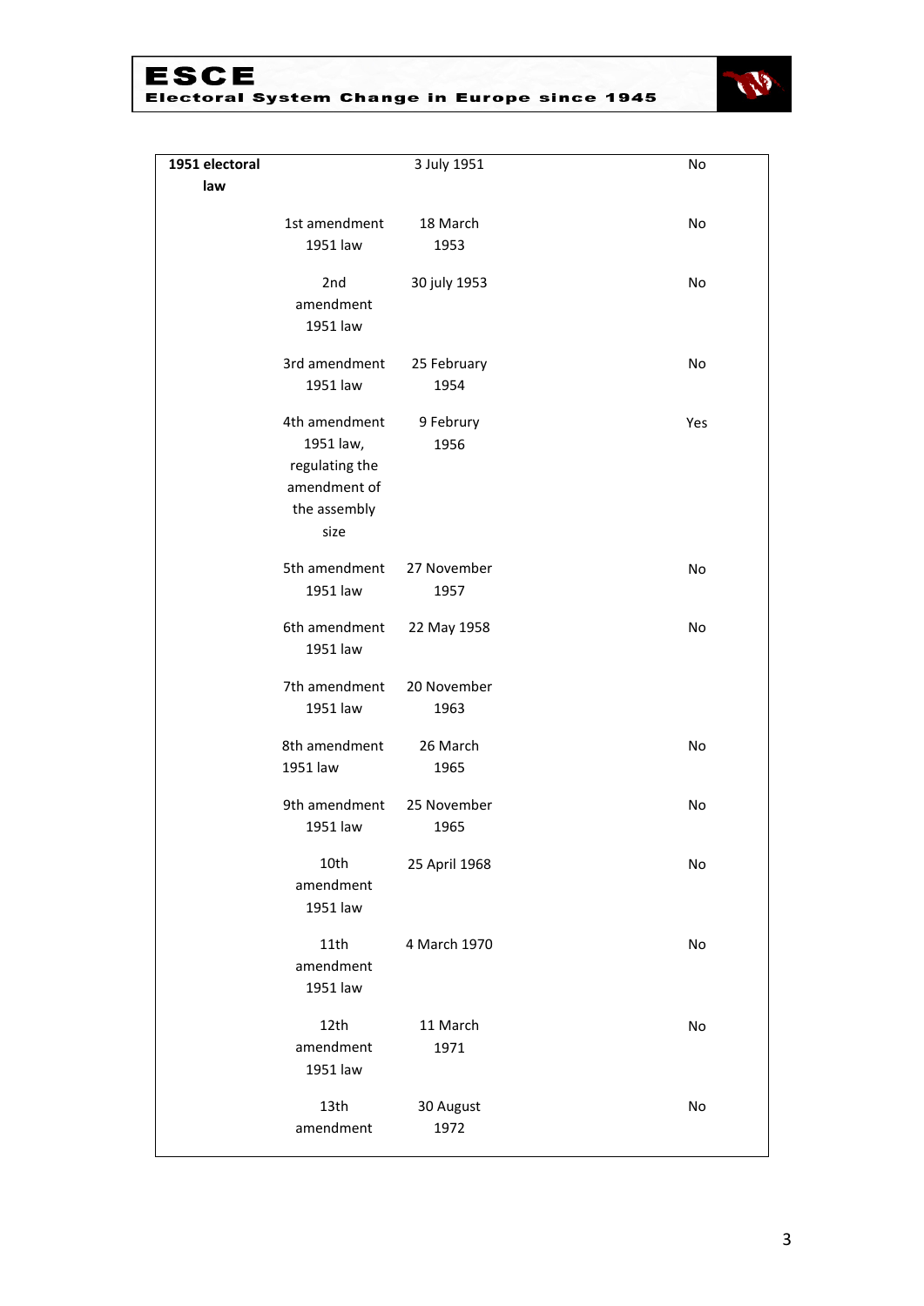| | | | |
|---|---|---|---|
| **1951 electoral law** | | 3 July 1951 | No |
| | 1st amendment 1951 law | 18 March 1953 | No |
| | 2nd amendment 1951 law | 30 july 1953 | No |
| | 3rd amendment 1951 law | 25 February 1954 | No |
| | 4th amendment 1951 law, regulating the amendment of the assembly size | 9 Februry 1956 | Yes |
| | 5th amendment 1951 law | 27 November 1957 | No |
| | 6th amendment 1951 law | 22 May 1958 | No |
| | 7th amendment 1951 law | 20 November 1963 | |
| | 8th amendment 1951 law | 26 March 1965 | No |
| | 9th amendment 1951 law | 25 November 1965 | No |
| | 10th amendment 1951 law | 25 April 1968 | No |
| | 11th amendment 1951 law | 4 March 1970 | No |
| | 12th amendment 1951 law | 11 March 1971 | No |
| | 13th amendment | 30 August 1972 | No |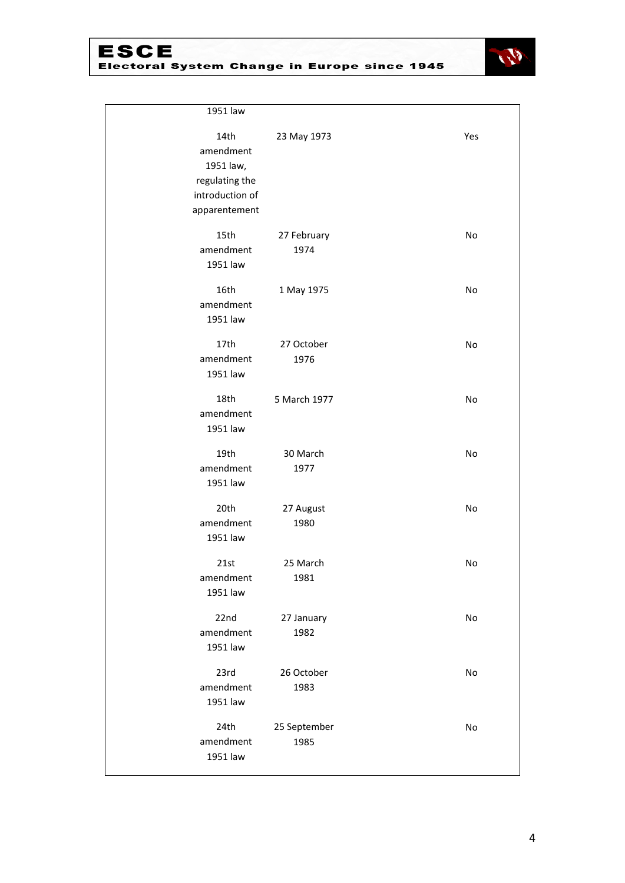| | | |
|---|---|---|
| 1951 law | | |
| 14th amendment 1951 law, regulating the introduction of apparentement | 23 May 1973 | Yes |
| 15th amendment 1951 law | 27 February 1974 | No |
| 16th amendment 1951 law | 1 May 1975 | No |
| 17th amendment 1951 law | 27 October 1976 | No |
| 18th amendment 1951 law | 5 March 1977 | No |
| 19th amendment 1951 law | 30 March 1977 | No |
| 20th amendment 1951 law | 27 August 1980 | No |
| 21st amendment 1951 law | 25 March 1981 | No |
| 22nd amendment 1951 law | 27 January 1982 | No |
| 23rd amendment 1951 law | 26 October 1983 | No |
| 24th amendment 1951 law | 25 September 1985 | No |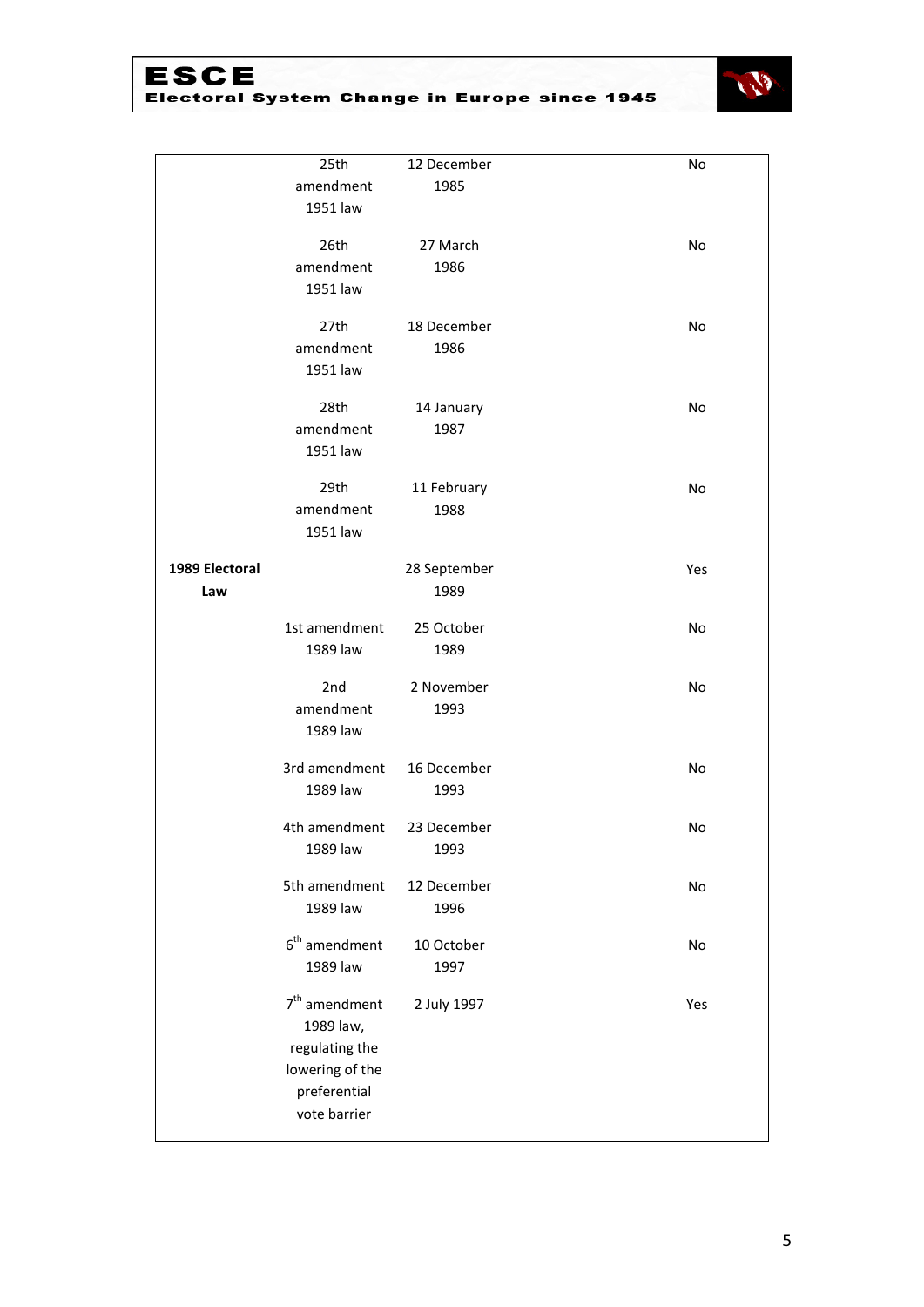| | | | |
|---|---|---|---|
| | 25th amendment 1951 law | 12 December 1985 | No |
| | 26th amendment 1951 law | 27 March 1986 | No |
| | 27th amendment 1951 law | 18 December 1986 | No |
| | 28th amendment 1951 law | 14 January 1987 | No |
| | 29th amendment 1951 law | 11 February 1988 | No |
| **1989 Electoral Law** | | 28 September 1989 | Yes |
| | 1st amendment 1989 law | 25 October 1989 | No |
| | 2nd amendment 1989 law | 2 November 1993 | No |
| | 3rd amendment 1989 law | 16 December 1993 | No |
| | 4th amendment 1989 law | 23 December 1993 | No |
| | 5th amendment 1989 law | 12 December 1996 | No |
| | 6th amendment 1989 law | 10 October 1997 | No |
| | 7th amendment 1989 law, regulating the lowering of the preferential vote barrier | 2 July 1997 | Yes |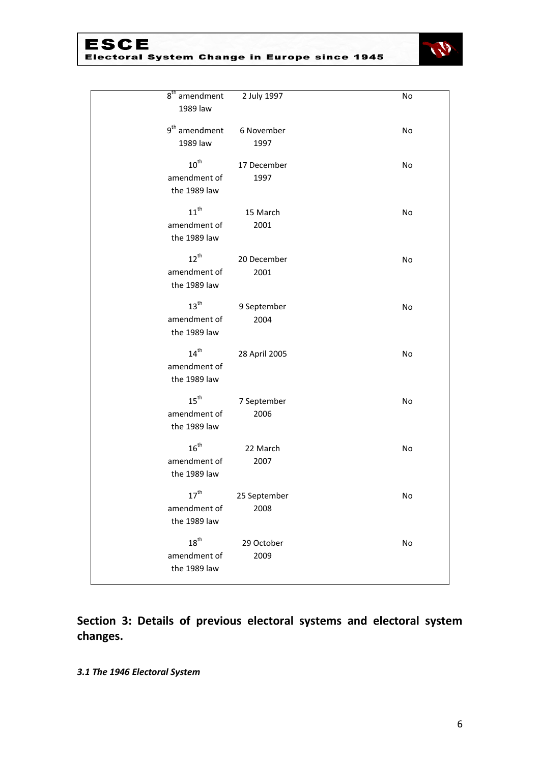| | | |
|---|---|---|
| 8th amendment 1989 law | 2 July 1997 | No |
| 9th amendment 1989 law | 6 November 1997 | No |
| 10th amendment of the 1989 law | 17 December 1997 | No |
| 11th amendment of the 1989 law | 15 March 2001 | No |
| 12th amendment of the 1989 law | 20 December 2001 | No |
| 13th amendment of the 1989 law | 9 September 2004 | No |
| 14th amendment of the 1989 law | 28 April 2005 | No |
| 15th amendment of the 1989 law | 7 September 2006 | No |
| 16th amendment of the 1989 law | 22 March 2007 | No |
| 17th amendment of the 1989 law | 25 September 2008 | No |
| 18th amendment of the 1989 law | 29 October 2009 | No |

## Section 3: Details of previous electoral systems and electoral system changes.

### *3.1 The 1946 Electoral System*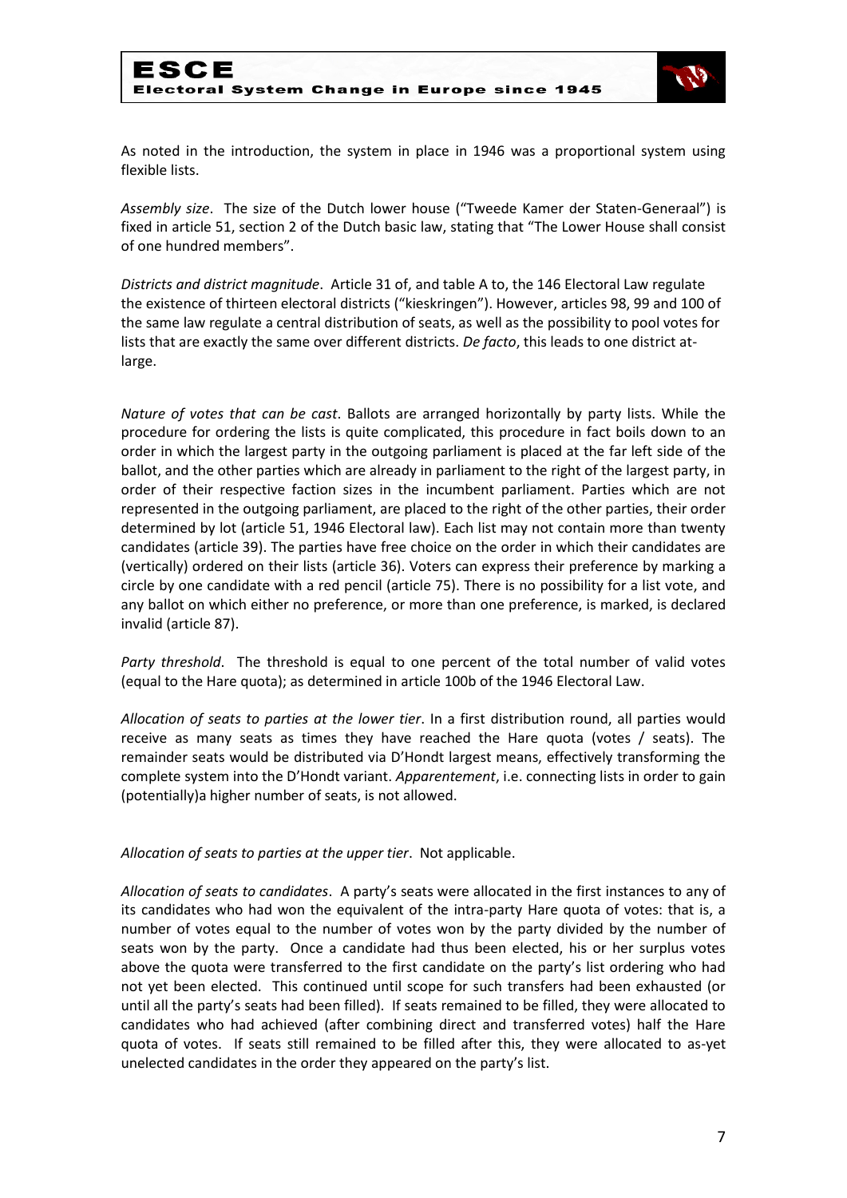As noted in the introduction, the system in place in 1946 was a proportional system using flexible lists.

*Assembly size*. The size of the Dutch lower house ("Tweede Kamer der Staten-Generaal") is fixed in article 51, section 2 of the Dutch basic law, stating that "The Lower House shall consist of one hundred members".

*Districts and district magnitude*. Article 31 of, and table A to, the 146 Electoral Law regulate the existence of thirteen electoral districts ("kieskringen"). However, articles 98, 99 and 100 of the same law regulate a central distribution of seats, as well as the possibility to pool votes for lists that are exactly the same over different districts. *De facto*, this leads to one district at-large.

*Nature of votes that can be cast*. Ballots are arranged horizontally by party lists. While the procedure for ordering the lists is quite complicated, this procedure in fact boils down to an order in which the largest party in the outgoing parliament is placed at the far left side of the ballot, and the other parties which are already in parliament to the right of the largest party, in order of their respective faction sizes in the incumbent parliament. Parties which are not represented in the outgoing parliament, are placed to the right of the other parties, their order determined by lot (article 51, 1946 Electoral law). Each list may not contain more than twenty candidates (article 39). The parties have free choice on the order in which their candidates are (vertically) ordered on their lists (article 36). Voters can express their preference by marking a circle by one candidate with a red pencil (article 75). There is no possibility for a list vote, and any ballot on which either no preference, or more than one preference, is marked, is declared invalid (article 87).

*Party threshold*. The threshold is equal to one percent of the total number of valid votes (equal to the Hare quota); as determined in article 100b of the 1946 Electoral Law.

*Allocation of seats to parties at the lower tier*. In a first distribution round, all parties would receive as many seats as times they have reached the Hare quota (votes / seats). The remainder seats would be distributed via D'Hondt largest means, effectively transforming the complete system into the D'Hondt variant. *Apparentement*, i.e. connecting lists in order to gain (potentially)a higher number of seats, is not allowed.

*Allocation of seats to parties at the upper tier*. Not applicable.

*Allocation of seats to candidates*. A party's seats were allocated in the first instances to any of its candidates who had won the equivalent of the intra-party Hare quota of votes: that is, a number of votes equal to the number of votes won by the party divided by the number of seats won by the party. Once a candidate had thus been elected, his or her surplus votes above the quota were transferred to the first candidate on the party's list ordering who had not yet been elected. This continued until scope for such transfers had been exhausted (or until all the party's seats had been filled). If seats remained to be filled, they were allocated to candidates who had achieved (after combining direct and transferred votes) half the Hare quota of votes. If seats still remained to be filled after this, they were allocated to as-yet unelected candidates in the order they appeared on the party's list.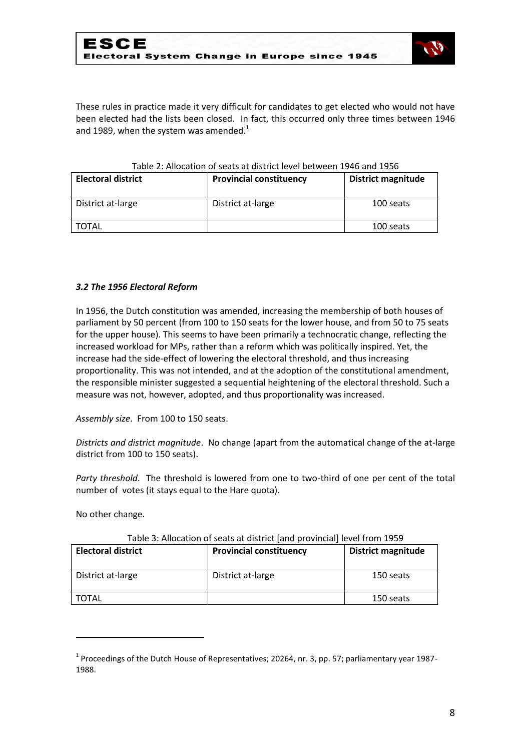These rules in practice made it very difficult for candidates to get elected who would not have been elected had the lists been closed. In fact, this occurred only three times between 1946 and 1989, when the system was amended.[1]

Table 2: Allocation of seats at district level between 1946 and 1956

| **Electoral district** | **Provincial constituency** | **District magnitude** |
| --- | --- | --- |
| District at-large | District at-large | 100 seats |
| TOTAL | | 100 seats |

### *3.2 The 1956 Electoral Reform*

In 1956, the Dutch constitution was amended, increasing the membership of both houses of parliament by 50 percent (from 100 to 150 seats for the lower house, and from 50 to 75 seats for the upper house). This seems to have been primarily a technocratic change, reflecting the increased workload for MPs, rather than a reform which was politically inspired. Yet, the increase had the side-effect of lowering the electoral threshold, and thus increasing proportionality. This was not intended, and at the adoption of the constitutional amendment, the responsible minister suggested a sequential heightening of the electoral threshold. Such a measure was not, however, adopted, and thus proportionality was increased.

*Assembly size*. From 100 to 150 seats.

*Districts and district magnitude*. No change (apart from the automatical change of the at-large district from 100 to 150 seats).

*Party threshold*. The threshold is lowered from one to two-third of one per cent of the total number of votes (it stays equal to the Hare quota).

No other change.

Table 3: Allocation of seats at district [and provincial] level from 1959

| **Electoral district** | **Provincial constituency** | **District magnitude** |
| --- | --- | --- |
| District at-large | District at-large | 150 seats |
| TOTAL | | 150 seats |

[1] Proceedings of the Dutch House of Representatives; 20264, nr. 3, pp. 57; parliamentary year 1987-1988.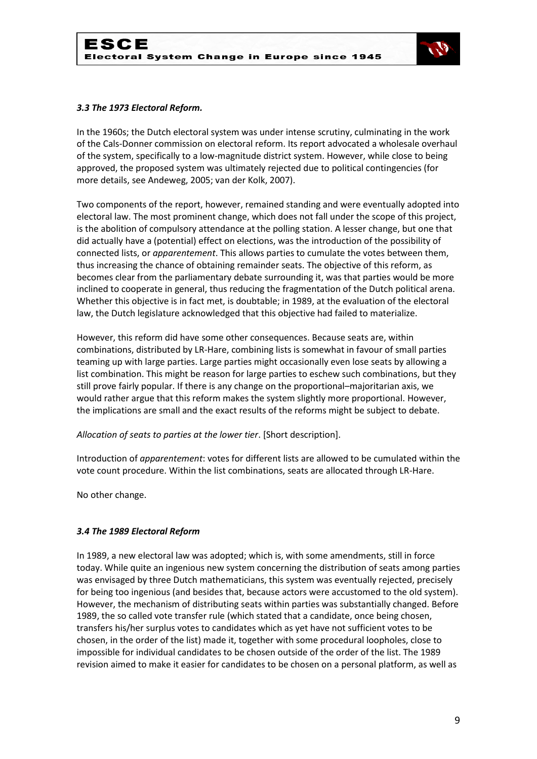### *3.3 The 1973 Electoral Reform.*

In the 1960s; the Dutch electoral system was under intense scrutiny, culminating in the work of the Cals-Donner commission on electoral reform. Its report advocated a wholesale overhaul of the system, specifically to a low-magnitude district system. However, while close to being approved, the proposed system was ultimately rejected due to political contingencies (for more details, see Andeweg, 2005; van der Kolk, 2007).

Two components of the report, however, remained standing and were eventually adopted into electoral law. The most prominent change, which does not fall under the scope of this project, is the abolition of compulsory attendance at the polling station. A lesser change, but one that did actually have a (potential) effect on elections, was the introduction of the possibility of connected lists, or *apparentement*. This allows parties to cumulate the votes between them, thus increasing the chance of obtaining remainder seats. The objective of this reform, as becomes clear from the parliamentary debate surrounding it, was that parties would be more inclined to cooperate in general, thus reducing the fragmentation of the Dutch political arena. Whether this objective is in fact met, is doubtable; in 1989, at the evaluation of the electoral law, the Dutch legislature acknowledged that this objective had failed to materialize.

However, this reform did have some other consequences. Because seats are, within combinations, distributed by LR-Hare, combining lists is somewhat in favour of small parties teaming up with large parties. Large parties might occasionally even lose seats by allowing a list combination. This might be reason for large parties to eschew such combinations, but they still prove fairly popular. If there is any change on the proportional–majoritarian axis, we would rather argue that this reform makes the system slightly more proportional. However, the implications are small and the exact results of the reforms might be subject to debate.

*Allocation of seats to parties at the lower tier*. [Short description].

Introduction of *apparentement*: votes for different lists are allowed to be cumulated within the vote count procedure. Within the list combinations, seats are allocated through LR-Hare.

No other change.

### *3.4 The 1989 Electoral Reform*

In 1989, a new electoral law was adopted; which is, with some amendments, still in force today. While quite an ingenious new system concerning the distribution of seats among parties was envisaged by three Dutch mathematicians, this system was eventually rejected, precisely for being too ingenious (and besides that, because actors were accustomed to the old system). However, the mechanism of distributing seats within parties was substantially changed. Before 1989, the so called vote transfer rule (which stated that a candidate, once being chosen, transfers his/her surplus votes to candidates which as yet have not sufficient votes to be chosen, in the order of the list) made it, together with some procedural loopholes, close to impossible for individual candidates to be chosen outside of the order of the list. The 1989 revision aimed to make it easier for candidates to be chosen on a personal platform, as well as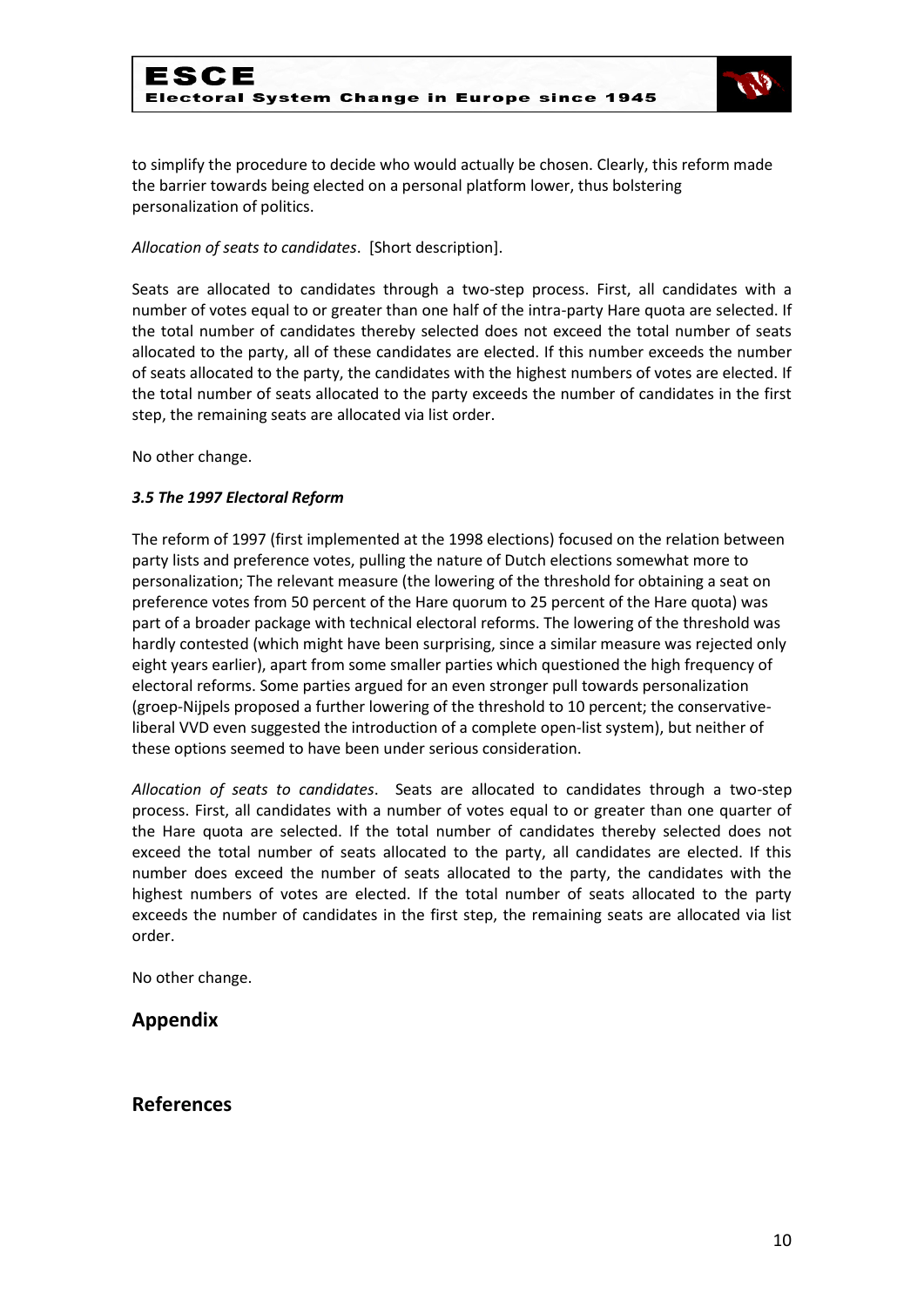to simplify the procedure to decide who would actually be chosen. Clearly, this reform made the barrier towards being elected on a personal platform lower, thus bolstering personalization of politics.

*Allocation of seats to candidates*. [Short description].

Seats are allocated to candidates through a two-step process. First, all candidates with a number of votes equal to or greater than one half of the intra-party Hare quota are selected. If the total number of candidates thereby selected does not exceed the total number of seats allocated to the party, all of these candidates are elected. If this number exceeds the number of seats allocated to the party, the candidates with the highest numbers of votes are elected. If the total number of seats allocated to the party exceeds the number of candidates in the first step, the remaining seats are allocated via list order.

No other change.

### *3.5 The 1997 Electoral Reform*

The reform of 1997 (first implemented at the 1998 elections) focused on the relation between party lists and preference votes, pulling the nature of Dutch elections somewhat more to personalization; The relevant measure (the lowering of the threshold for obtaining a seat on preference votes from 50 percent of the Hare quorum to 25 percent of the Hare quota) was part of a broader package with technical electoral reforms. The lowering of the threshold was hardly contested (which might have been surprising, since a similar measure was rejected only eight years earlier), apart from some smaller parties which questioned the high frequency of electoral reforms. Some parties argued for an even stronger pull towards personalization (groep-Nijpels proposed a further lowering of the threshold to 10 percent; the conservative-liberal VVD even suggested the introduction of a complete open-list system), but neither of these options seemed to have been under serious consideration.

*Allocation of seats to candidates*. Seats are allocated to candidates through a two-step process. First, all candidates with a number of votes equal to or greater than one quarter of the Hare quota are selected. If the total number of candidates thereby selected does not exceed the total number of seats allocated to the party, all candidates are elected. If this number does exceed the number of seats allocated to the party, the candidates with the highest numbers of votes are elected. If the total number of seats allocated to the party exceeds the number of candidates in the first step, the remaining seats are allocated via list order.

No other change.

## Appendix

## References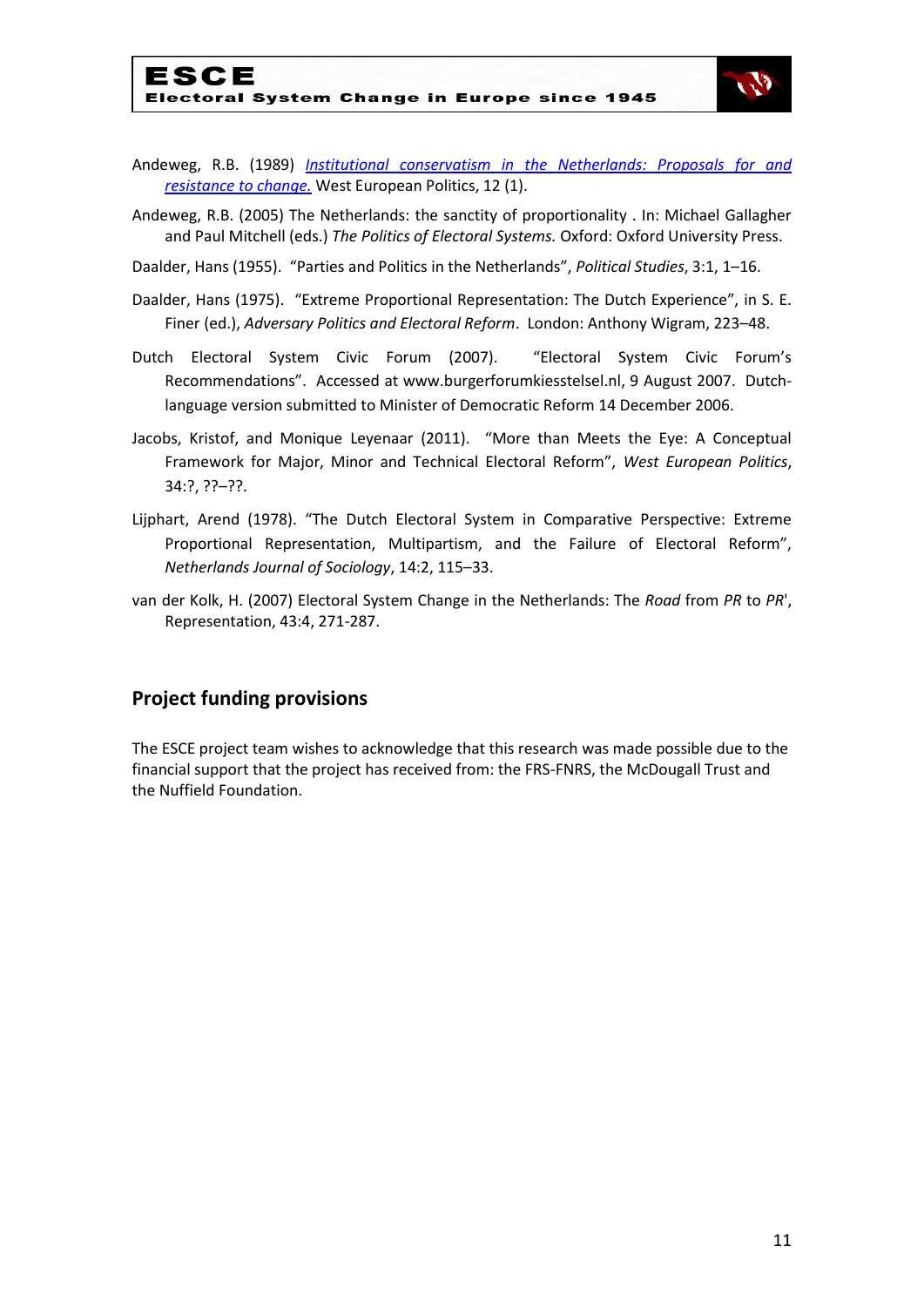Andeweg, R.B. (1989) [*Institutional conservatism in the Netherlands: Proposals for and resistance to change.*]() West European Politics, 12 (1).

Andeweg, R.B. (2005) The Netherlands: the sanctity of proportionality . In: Michael Gallagher and Paul Mitchell (eds.) *The Politics of Electoral Systems.* Oxford: Oxford University Press.

Daalder, Hans (1955). "Parties and Politics in the Netherlands", *Political Studies*, 3:1, 1–16.

Daalder, Hans (1975). "Extreme Proportional Representation: The Dutch Experience", in S. E. Finer (ed.), *Adversary Politics and Electoral Reform*. London: Anthony Wigram, 223–48.

Dutch Electoral System Civic Forum (2007). "Electoral System Civic Forum's Recommendations". Accessed at www.burgerforumkiesstelsel.nl, 9 August 2007. Dutch-language version submitted to Minister of Democratic Reform 14 December 2006.

Jacobs, Kristof, and Monique Leyenaar (2011). "More than Meets the Eye: A Conceptual Framework for Major, Minor and Technical Electoral Reform", *West European Politics*, 34:?, ??–??.

Lijphart, Arend (1978). "The Dutch Electoral System in Comparative Perspective: Extreme Proportional Representation, Multipartism, and the Failure of Electoral Reform", *Netherlands Journal of Sociology*, 14:2, 115–33.

van der Kolk, H. (2007) Electoral System Change in the Netherlands: The *Road* from *PR* to *PR*', Representation, 43:4, 271-287.

## Project funding provisions

The ESCE project team wishes to acknowledge that this research was made possible due to the financial support that the project has received from: the FRS-FNRS, the McDougall Trust and the Nuffield Foundation.